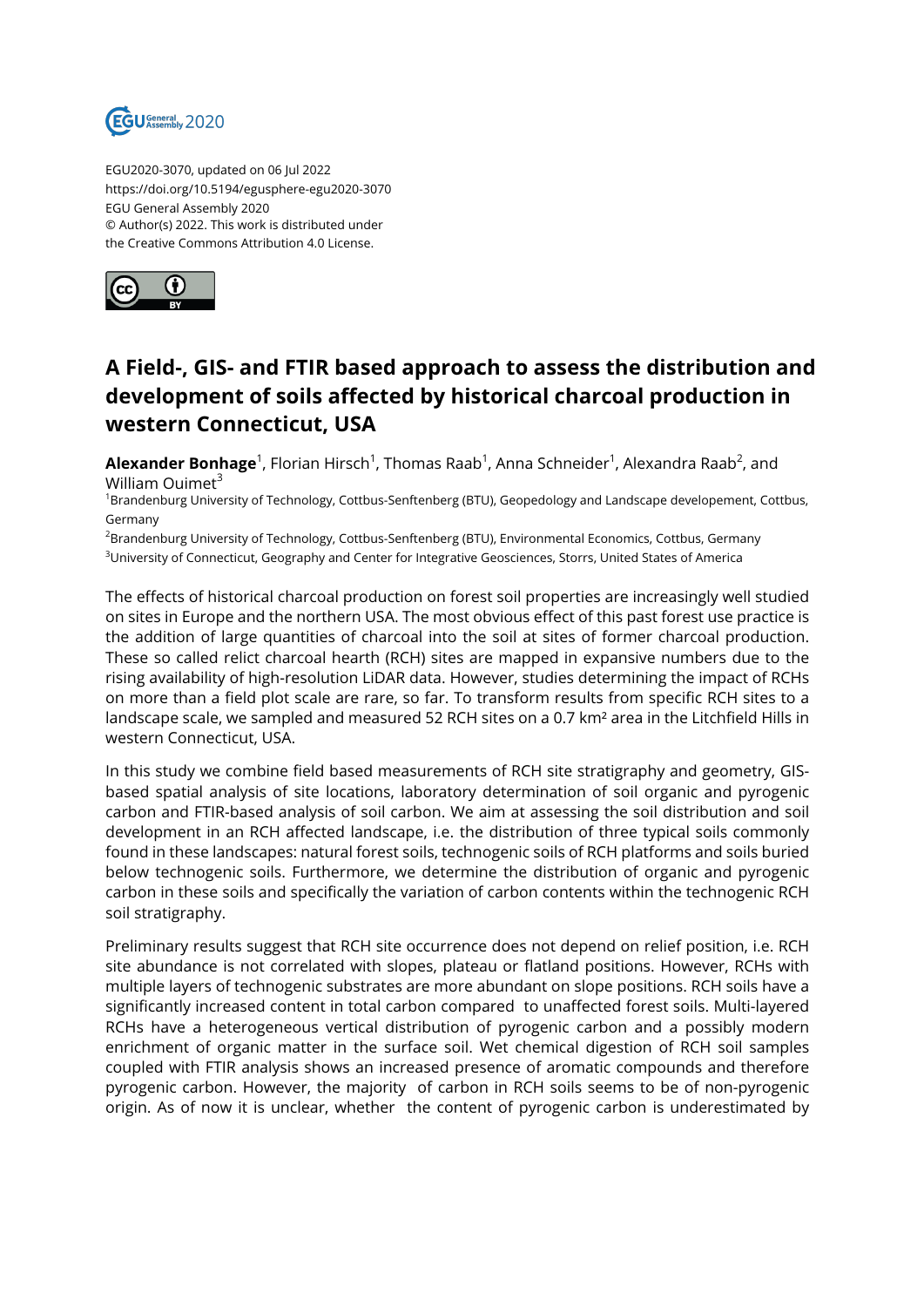EGU2020-3070, updated on 06 Jul 2022
https://doi.org/10.5194/egusphere-egu2020-3070
EGU General Assembly 2020
© Author(s) 2022. This work is distributed under
the Creative Commons Attribution 4.0 License.

# A Field-, GIS- and FTIR based approach to assess the distribution and development of soils affected by historical charcoal production in western Connecticut, USA

**Alexander Bonhage**[1], Florian Hirsch[1], Thomas Raab[1], Anna Schneider[1], Alexandra Raab[2], and William Ouimet[3]

[1]Brandenburg University of Technology, Cottbus-Senftenberg (BTU), Geopedology and Landscape developement, Cottbus, Germany

[2]Brandenburg University of Technology, Cottbus-Senftenberg (BTU), Environmental Economics, Cottbus, Germany

[3]University of Connecticut, Geography and Center for Integrative Geosciences, Storrs, United States of America

The effects of historical charcoal production on forest soil properties are increasingly well studied on sites in Europe and the northern USA. The most obvious effect of this past forest use practice is the addition of large quantities of charcoal into the soil at sites of former charcoal production. These so called relict charcoal hearth (RCH) sites are mapped in expansive numbers due to the rising availability of high-resolution LiDAR data. However, studies determining the impact of RCHs on more than a field plot scale are rare, so far. To transform results from specific RCH sites to a landscape scale, we sampled and measured 52 RCH sites on a 0.7 km² area in the Litchfield Hills in western Connecticut, USA.

In this study we combine field based measurements of RCH site stratigraphy and geometry, GIS-based spatial analysis of site locations, laboratory determination of soil organic and pyrogenic carbon and FTIR-based analysis of soil carbon. We aim at assessing the soil distribution and soil development in an RCH affected landscape, i.e. the distribution of three typical soils commonly found in these landscapes: natural forest soils, technogenic soils of RCH platforms and soils buried below technogenic soils. Furthermore, we determine the distribution of organic and pyrogenic carbon in these soils and specifically the variation of carbon contents within the technogenic RCH soil stratigraphy.

Preliminary results suggest that RCH site occurrence does not depend on relief position, i.e. RCH site abundance is not correlated with slopes, plateau or flatland positions. However, RCHs with multiple layers of technogenic substrates are more abundant on slope positions. RCH soils have a significantly increased content in total carbon compared to unaffected forest soils. Multi-layered RCHs have a heterogeneous vertical distribution of pyrogenic carbon and a possibly modern enrichment of organic matter in the surface soil. Wet chemical digestion of RCH soil samples coupled with FTIR analysis shows an increased presence of aromatic compounds and therefore pyrogenic carbon. However, the majority of carbon in RCH soils seems to be of non-pyrogenic origin. As of now it is unclear, whether the content of pyrogenic carbon is underestimated by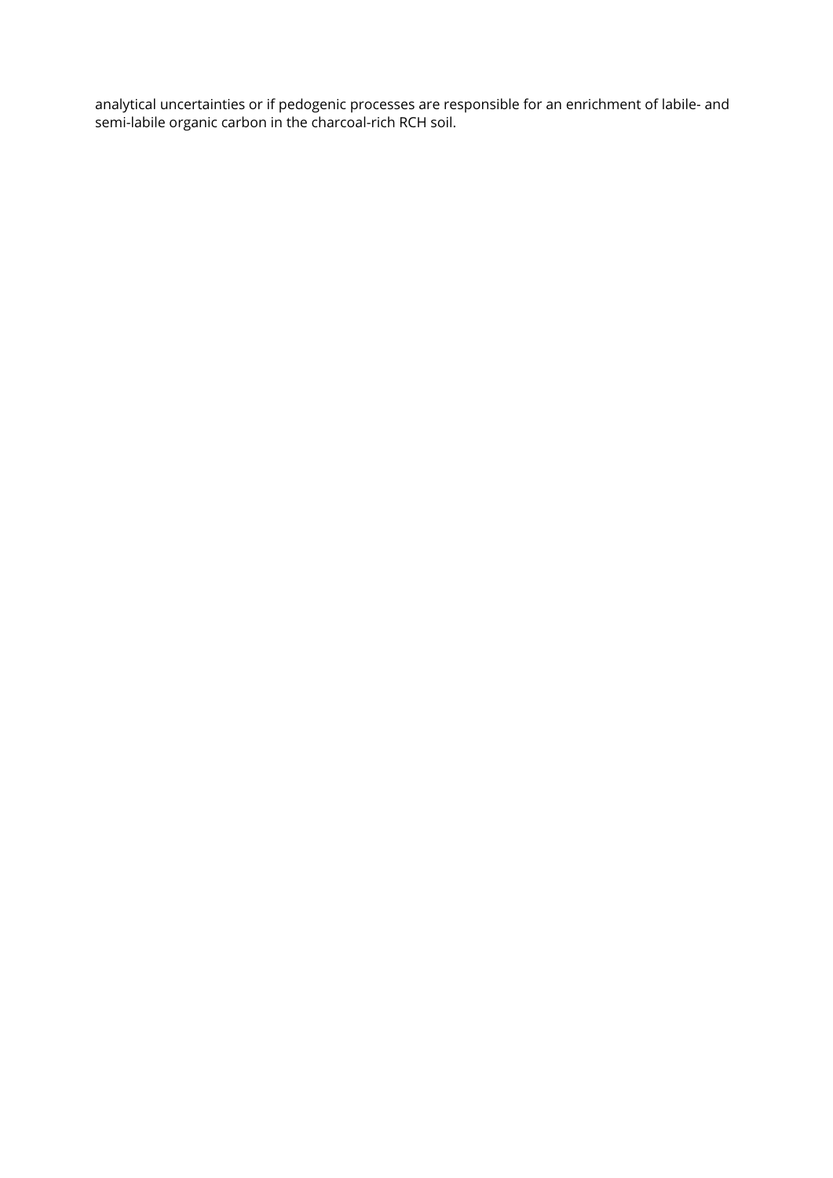analytical uncertainties or if pedogenic processes are responsible for an enrichment of labile- and semi-labile organic carbon in the charcoal-rich RCH soil.